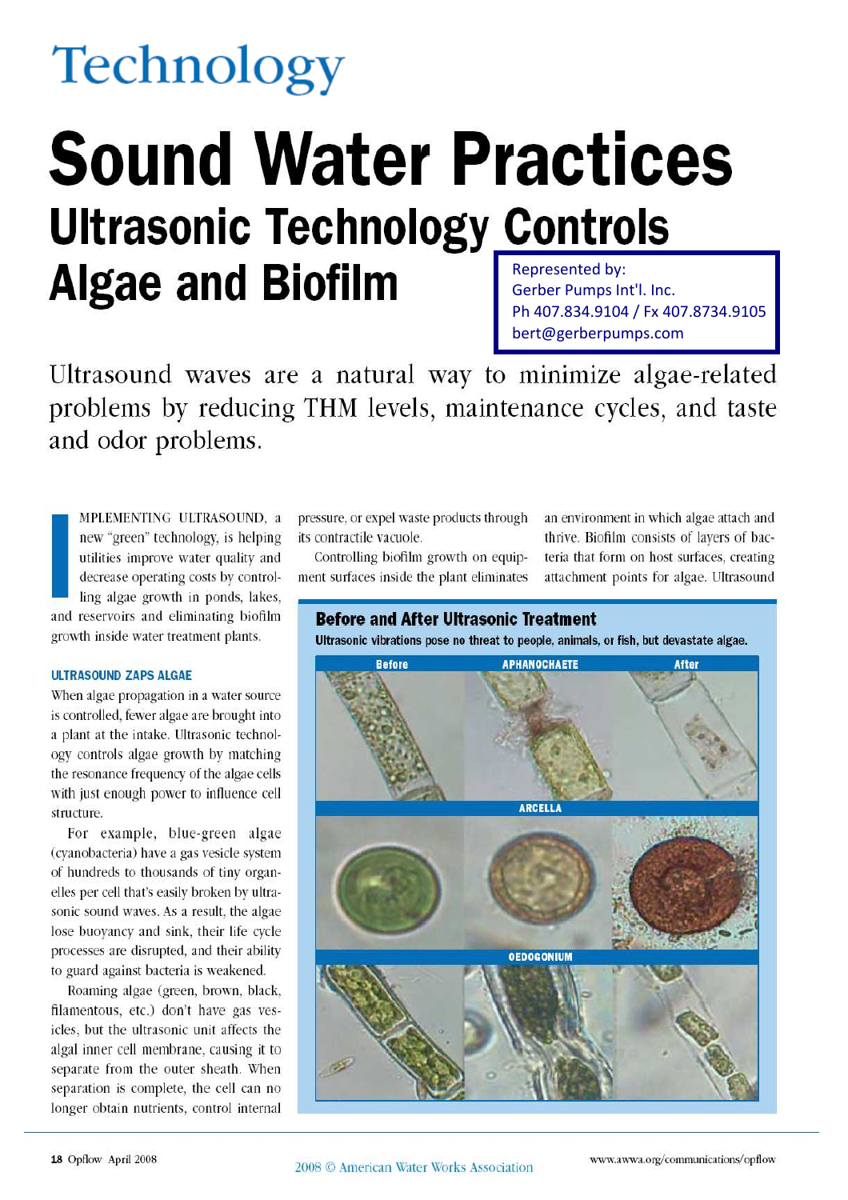# Technology

# Sound Water Practices

## Ultrasonic Technology Controls Algae and Biofilm

Represented by:
Gerber Pumps Int'l. Inc.
Ph 407.834.9104 / Fx 407.8734.9105
bert@gerberpumps.com

Ultrasound waves are a natural way to minimize algae-related problems by reducing THM levels, maintenance cycles, and taste and odor problems.

IMPLEMENTING ULTRASOUND, a new "green" technology, is helping utilities improve water quality and decrease operating costs by controlling algae growth in ponds, lakes, and reservoirs and eliminating biofilm growth inside water treatment plants.

### ULTRASOUND ZAPS ALGAE

When algae propagation in a water source is controlled, fewer algae are brought into a plant at the intake. Ultrasonic technology controls algae growth by matching the resonance frequency of the algae cells with just enough power to influence cell structure.

For example, blue-green algae (cyanobacteria) have a gas vesicle system of hundreds to thousands of tiny organelles per cell that's easily broken by ultrasonic sound waves. As a result, the algae lose buoyancy and sink, their life cycle processes are disrupted, and their ability to guard against bacteria is weakened.

Roaming algae (green, brown, black, filamentous, etc.) don't have gas vesicles, but the ultrasonic unit affects the algal inner cell membrane, causing it to separate from the outer sheath. When separation is complete, the cell can no longer obtain nutrients, control internal pressure, or expel waste products through its contractile vacuole.

Controlling biofilm growth on equipment surfaces inside the plant eliminates an environment in which algae attach and thrive. Biofilm consists of layers of bacteria that form on host surfaces, creating attachment points for algae. Ultrasound

**Before and After Ultrasonic Treatment**

**Ultrasonic vibrations pose no threat to people, animals, or fish, but devastate algae.**

Before — APHANOCHAETE — After

ARCELLA

OEDOGONIUM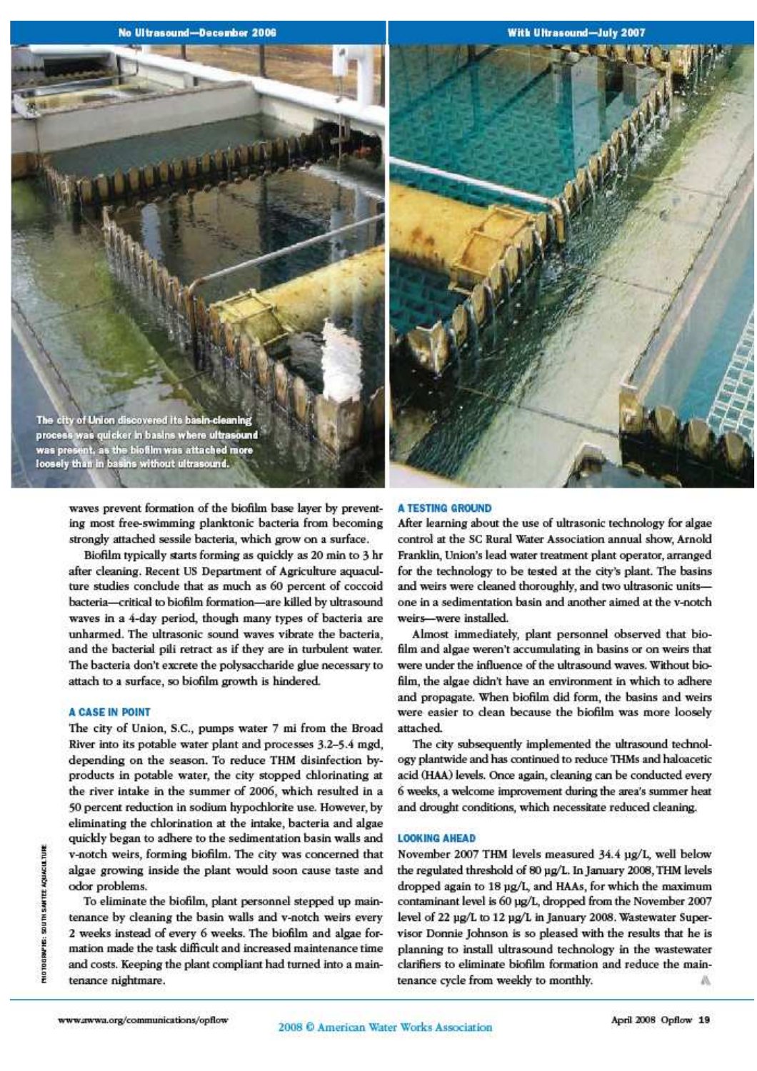No Ultrasound—December 2006

With Ultrasound—July 2007

The city of Union discovered its basin-cleaning process was quicker in basins where ultrasound was present, as the biofilm was attached more loosely than in basins without ultrasound.

waves prevent formation of the biofilm base layer by preventing most free-swimming planktonic bacteria from becoming strongly attached sessile bacteria, which grow on a surface.

Biofilm typically starts forming as quickly as 20 min to 3 hr after cleaning. Recent US Department of Agriculture aquaculture studies conclude that as much as 60 percent of coccoid bacteria—critical to biofilm formation—are killed by ultrasound waves in a 4-day period, though many types of bacteria are unharmed. The ultrasonic sound waves vibrate the bacteria, and the bacterial pili retract as if they are in turbulent water. The bacteria don't excrete the polysaccharide glue necessary to attach to a surface, so biofilm growth is hindered.

### A CASE IN POINT

The city of Union, S.C., pumps water 7 mi from the Broad River into its potable water plant and processes 3.2–5.4 mgd, depending on the season. To reduce THM disinfection by-products in potable water, the city stopped chlorinating at the river intake in the summer of 2006, which resulted in a 50 percent reduction in sodium hypochlorite use. However, by eliminating the chlorination at the intake, bacteria and algae quickly began to adhere to the sedimentation basin walls and v-notch weirs, forming biofilm. The city was concerned that algae growing inside the plant would soon cause taste and odor problems.

To eliminate the biofilm, plant personnel stepped up maintenance by cleaning the basin walls and v-notch weirs every 2 weeks instead of every 6 weeks. The biofilm and algae formation made the task difficult and increased maintenance time and costs. Keeping the plant compliant had turned into a maintenance nightmare.

### A TESTING GROUND

After learning about the use of ultrasonic technology for algae control at the SC Rural Water Association annual show, Arnold Franklin, Union's lead water treatment plant operator, arranged for the technology to be tested at the city's plant. The basins and weirs were cleaned thoroughly, and two ultrasonic units—one in a sedimentation basin and another aimed at the v-notch weirs—were installed.

Almost immediately, plant personnel observed that biofilm and algae weren't accumulating in basins or on weirs that were under the influence of the ultrasound waves. Without biofilm, the algae didn't have an environment in which to adhere and propagate. When biofilm did form, the basins and weirs were easier to clean because the biofilm was more loosely attached.

The city subsequently implemented the ultrasound technology plantwide and has continued to reduce THMs and haloacetic acid (HAA) levels. Once again, cleaning can be conducted every 6 weeks, a welcome improvement during the area's summer heat and drought conditions, which necessitate reduced cleaning.

### LOOKING AHEAD

November 2007 THM levels measured 34.4 µg/L, well below the regulated threshold of 80 µg/L. In January 2008, THM levels dropped again to 18 µg/L, and HAAs, for which the maximum contaminant level is 60 µg/L, dropped from the November 2007 level of 22 µg/L to 12 µg/L in January 2008. Wastewater Supervisor Donnie Johnson is so pleased with the results that he is planning to install ultrasound technology in the wastewater clarifiers to eliminate biofilm formation and reduce the maintenance cycle from weekly to monthly.

PHOTOGRAPHS: SOUTH SANTEE AQUACULTURE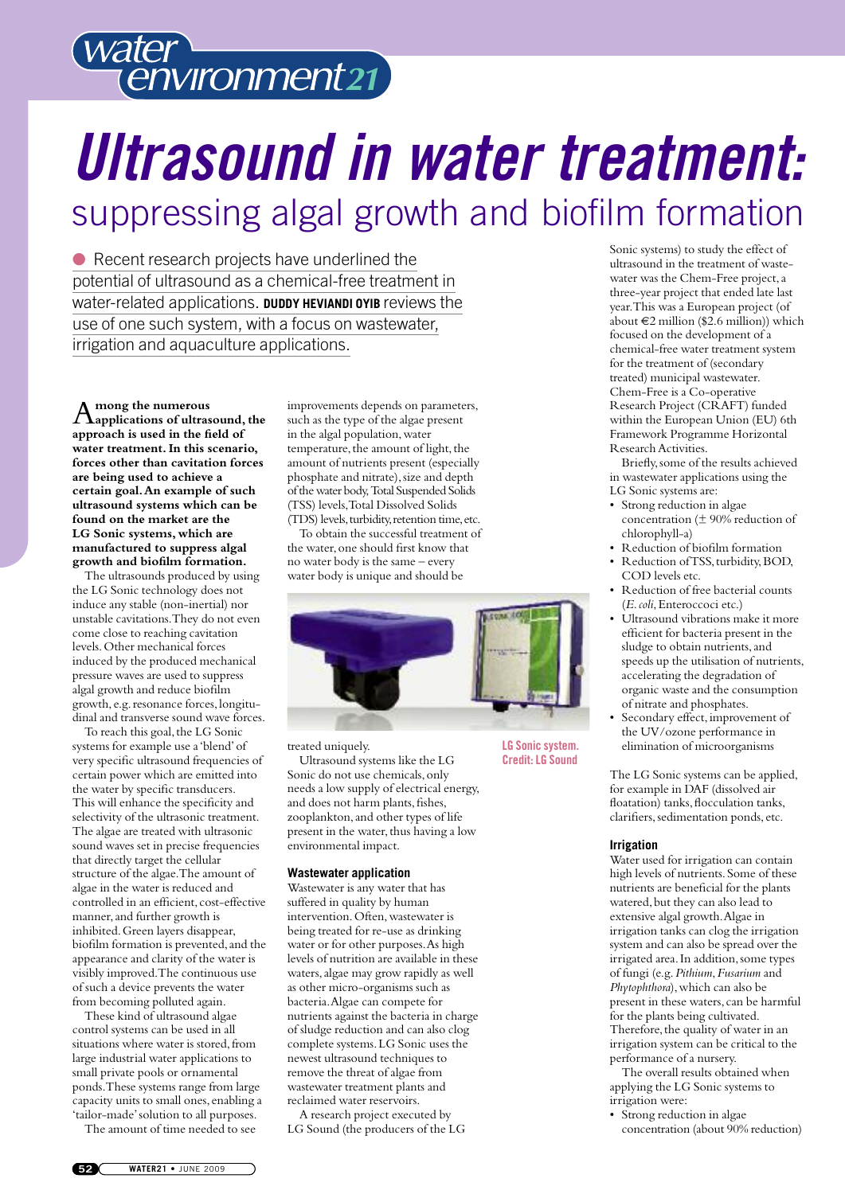# Ultrasound in water treatment: suppressing algal growth and biofilm formation

Recent research projects have underlined the potential of ultrasound as a chemical-free treatment in water-related applications. **DUDDY HEVIANDI OYIB** reviews the use of one such system, with a focus on wastewater, irrigation and aquaculture applications.

**Among the numerous applications of ultrasound, the approach is used in the field of water treatment. In this scenario, forces other than cavitation forces are being used to achieve a certain goal. An example of such ultrasound systems which can be found on the market are the LG Sonic systems, which are manufactured to suppress algal growth and biofilm formation.**

The ultrasounds produced by using the LG Sonic technology does not induce any stable (non-inertial) nor unstable cavitations. They do not even come close to reaching cavitation levels. Other mechanical forces induced by the produced mechanical pressure waves are used to suppress algal growth and reduce biofilm growth, e.g. resonance forces, longitudinal and transverse sound wave forces.

To reach this goal, the LG Sonic systems for example use a 'blend' of very specific ultrasound frequencies of certain power which are emitted into the water by specific transducers. This will enhance the specificity and selectivity of the ultrasonic treatment. The algae are treated with ultrasonic sound waves set in precise frequencies that directly target the cellular structure of the algae. The amount of algae in the water is reduced and controlled in an efficient, cost-effective manner, and further growth is inhibited. Green layers disappear, biofilm formation is prevented, and the appearance and clarity of the water is visibly improved. The continuous use of such a device prevents the water from becoming polluted again.

These kind of ultrasound algae control systems can be used in all situations where water is stored, from large industrial water applications to small private pools or ornamental ponds. These systems range from large capacity units to small ones, enabling a 'tailor-made' solution to all purposes.

The amount of time needed to see improvements depends on parameters, such as the type of the algae present in the algal population, water temperature, the amount of light, the amount of nutrients present (especially phosphate and nitrate), size and depth of the water body, Total Suspended Solids (TSS) levels, Total Dissolved Solids (TDS) levels, turbidity, retention time, etc.

To obtain the successful treatment of the water, one should first know that no water body is the same – every water body is unique and should be treated uniquely.

LG Sonic system. Credit: LG Sound

Ultrasound systems like the LG Sonic do not use chemicals, only needs a low supply of electrical energy, and does not harm plants, fishes, zooplankton, and other types of life present in the water, thus having a low environmental impact.

### Wastewater application

Wastewater is any water that has suffered in quality by human intervention. Often, wastewater is being treated for re-use as drinking water or for other purposes. As high levels of nutrition are available in these waters, algae may grow rapidly as well as other micro-organisms such as bacteria. Algae can compete for nutrients against the bacteria in charge of sludge reduction and can also clog complete systems. LG Sonic uses the newest ultrasound techniques to remove the threat of algae from wastewater treatment plants and reclaimed water reservoirs.

A research project executed by LG Sound (the producers of the LG Sonic systems) to study the effect of ultrasound in the treatment of wastewater was the Chem-Free project, a three-year project that ended late last year. This was a European project (of about €2 million ($2.6 million)) which focused on the development of a chemical-free water treatment system for the treatment of (secondary treated) municipal wastewater. Chem-Free is a Co-operative Research Project (CRAFT) funded within the European Union (EU) 6th Framework Programme Horizontal Research Activities.

Briefly, some of the results achieved in wastewater applications using the LG Sonic systems are:

- Strong reduction in algae concentration (± 90% reduction of chlorophyll-a)
- Reduction of biofilm formation
- Reduction of TSS, turbidity, BOD, COD levels etc.
- Reduction of free bacterial counts (*E. coli*, Enteroccoci etc.)
- Ultrasound vibrations make it more efficient for bacteria present in the sludge to obtain nutrients, and speeds up the utilisation of nutrients, accelerating the degradation of organic waste and the consumption of nitrate and phosphates.
- Secondary effect, improvement of the UV/ozone performance in elimination of microorganisms

The LG Sonic systems can be applied, for example in DAF (dissolved air floatation) tanks, flocculation tanks, clarifiers, sedimentation ponds, etc.

### Irrigation

Water used for irrigation can contain high levels of nutrients. Some of these nutrients are beneficial for the plants watered, but they can also lead to extensive algal growth. Algae in irrigation tanks can clog the irrigation system and can also be spread over the irrigated area. In addition, some types of fungi (e.g. *Pithium*, *Fusarium* and *Phytophthora*), which can also be present in these waters, can be harmful for the plants being cultivated. Therefore, the quality of water in an irrigation system can be critical to the performance of a nursery.

The overall results obtained when applying the LG Sonic systems to irrigation were:

- Strong reduction in algae concentration (about 90% reduction)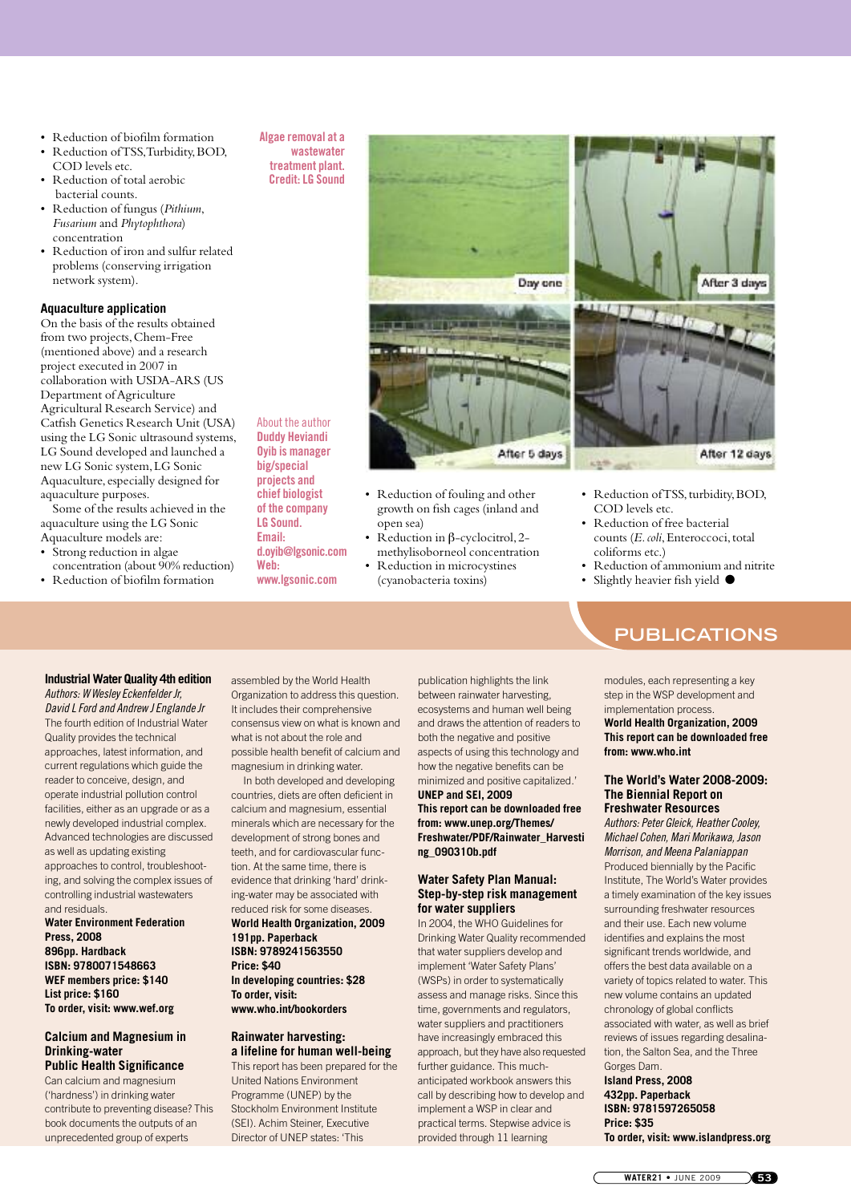- Reduction of biofilm formation
- Reduction of TSS, Turbidity, BOD, COD levels etc.
- Reduction of total aerobic bacterial counts.
- Reduction of fungus (*Pithium*, *Fusarium* and *Phytophthora*) concentration
- Reduction of iron and sulfur related problems (conserving irrigation network system).

### Aquaculture application

On the basis of the results obtained from two projects, Chem-Free (mentioned above) and a research project executed in 2007 in collaboration with USDA-ARS (US Department of Agriculture Agricultural Research Service) and Catfish Genetics Research Unit (USA) using the LG Sonic ultrasound systems, LG Sound developed and launched a new LG Sonic system, LG Sonic Aquaculture, especially designed for aquaculture purposes.

Some of the results achieved in the aquaculture using the LG Sonic Aquaculture models are:

- Strong reduction in algae concentration (about 90% reduction)
- Reduction of biofilm formation
- Reduction of fouling and other growth on fish cages (inland and open sea)
- Reduction in β-cyclocitrol, 2-methylisoborneol concentration
- Reduction in microcystines (cyanobacteria toxins)
- Reduction of TSS, turbidity, BOD, COD levels etc.
- Reduction of free bacterial counts (*E. coli*, Enteroccoci, total coliforms etc.)
- Reduction of ammonium and nitrite
- Slightly heavier fish yield ●

**Algae removal at a wastewater treatment plant. Credit: LG Sound**

Day one · After 3 days · After 5 days · After 12 days

About the author

**Duddy Heviandi Oyib is manager big/special projects and chief biologist of the company LG Sound.**

**Email: d.oyib@lgsonic.com**

**Web: www.lgsonic.com**

# PUBLICATIONS

### Industrial Water Quality 4th edition

*Authors: W Wesley Eckenfelder Jr, David L Ford and Andrew J Englande Jr*

The fourth edition of Industrial Water Quality provides the technical approaches, latest information, and current regulations which guide the reader to conceive, design, and operate industrial pollution control facilities, either as an upgrade or as a newly developed industrial complex. Advanced technologies are discussed as well as updating existing approaches to control, troubleshooting, and solving the complex issues of controlling industrial wastewaters and residuals.

**Water Environment Federation Press, 2008**
**896pp. Hardback**
**ISBN: 9780071548663**
**WEF members price: $140**
**List price: $160**
**To order, visit: www.wef.org**

### Calcium and Magnesium in Drinking-water Public Health Significance

Can calcium and magnesium ('hardness') in drinking water contribute to preventing disease? This book documents the outputs of an unprecedented group of experts assembled by the World Health Organization to address this question. It includes their comprehensive consensus view on what is known and what is not about the role and possible health benefit of calcium and magnesium in drinking water.

In both developed and developing countries, diets are often deficient in calcium and magnesium, essential minerals which are necessary for the development of strong bones and teeth, and for cardiovascular function. At the same time, there is evidence that drinking 'hard' drinking-water may be associated with reduced risk for some diseases.

**World Health Organization, 2009**
**191pp. Paperback**
**ISBN: 9789241563550**
**Price: $40**
**In developing countries: $28**
**To order, visit: www.who.int/bookorders**

### Rainwater harvesting: a lifeline for human well-being

This report has been prepared for the United Nations Environment Programme (UNEP) by the Stockholm Environment Institute (SEI). Achim Steiner, Executive Director of UNEP states: 'This publication highlights the link between rainwater harvesting, ecosystems and human well being and draws the attention of readers to both the negative and positive aspects of using this technology and how the negative benefits can be minimized and positive capitalized.'

**UNEP and SEI, 2009**
**This report can be downloaded free from: www.unep.org/Themes/Freshwater/PDF/Rainwater_Harvesting_090310b.pdf**

### Water Safety Plan Manual: Step-by-step risk management for water suppliers

In 2004, the WHO Guidelines for Drinking Water Quality recommended that water suppliers develop and implement 'Water Safety Plans' (WSPs) in order to systematically assess and manage risks. Since this time, governments and regulators, water suppliers and practitioners have increasingly embraced this approach, but they have also requested further guidance. This much-anticipated workbook answers this call by describing how to develop and implement a WSP in clear and practical terms. Stepwise advice is provided through 11 learning modules, each representing a key step in the WSP development and implementation process.

**World Health Organization, 2009**
**This report can be downloaded free from: www.who.int**

### The World's Water 2008-2009: The Biennial Report on Freshwater Resources

*Authors: Peter Gleick, Heather Cooley, Michael Cohen, Mari Morikawa, Jason Morrison, and Meena Palaniappan*

Produced biennially by the Pacific Institute, The World's Water provides a timely examination of the key issues surrounding freshwater resources and their use. Each new volume identifies and explains the most significant trends worldwide, and offers the best data available on a variety of topics related to water. This new volume contains an updated chronology of global conflicts associated with water, as well as brief reviews of issues regarding desalination, the Salton Sea, and the Three Gorges Dam.

**Island Press, 2008**
**432pp. Paperback**
**ISBN: 9781597265058**
**Price: $35**
**To order, visit: www.islandpress.org**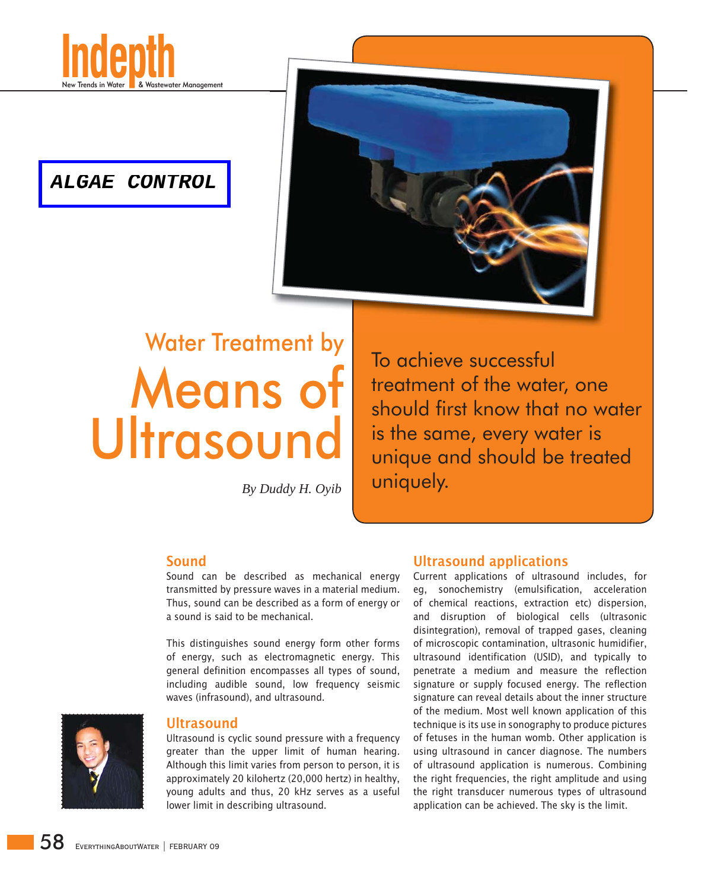ALGAE CONTROL

# Water Treatment by Means of Ultrasound

*By Duddy H. Oyib*

To achieve successful treatment of the water, one should first know that no water is the same, every water is unique and should be treated uniquely.

## Sound

Sound can be described as mechanical energy transmitted by pressure waves in a material medium. Thus, sound can be described as a form of energy or a sound is said to be mechanical.

This distinguishes sound energy form other forms of energy, such as electromagnetic energy. This general definition encompasses all types of sound, including audible sound, low frequency seismic waves (infrasound), and ultrasound.

## Ultrasound

Ultrasound is cyclic sound pressure with a frequency greater than the upper limit of human hearing. Although this limit varies from person to person, it is approximately 20 kilohertz (20,000 hertz) in healthy, young adults and thus, 20 kHz serves as a useful lower limit in describing ultrasound.

## Ultrasound applications

Current applications of ultrasound includes, for eg, sonochemistry (emulsification, acceleration of chemical reactions, extraction etc) dispersion, and disruption of biological cells (ultrasonic disintegration), removal of trapped gases, cleaning of microscopic contamination, ultrasonic humidifier, ultrasound identification (USID), and typically to penetrate a medium and measure the reflection signature or supply focused energy. The reflection signature can reveal details about the inner structure of the medium. Most well known application of this technique is its use in sonography to produce pictures of fetuses in the human womb. Other application is using ultrasound in cancer diagnose. The numbers of ultrasound application is numerous. Combining the right frequencies, the right amplitude and using the right transducer numerous types of ultrasound application can be achieved. The sky is the limit.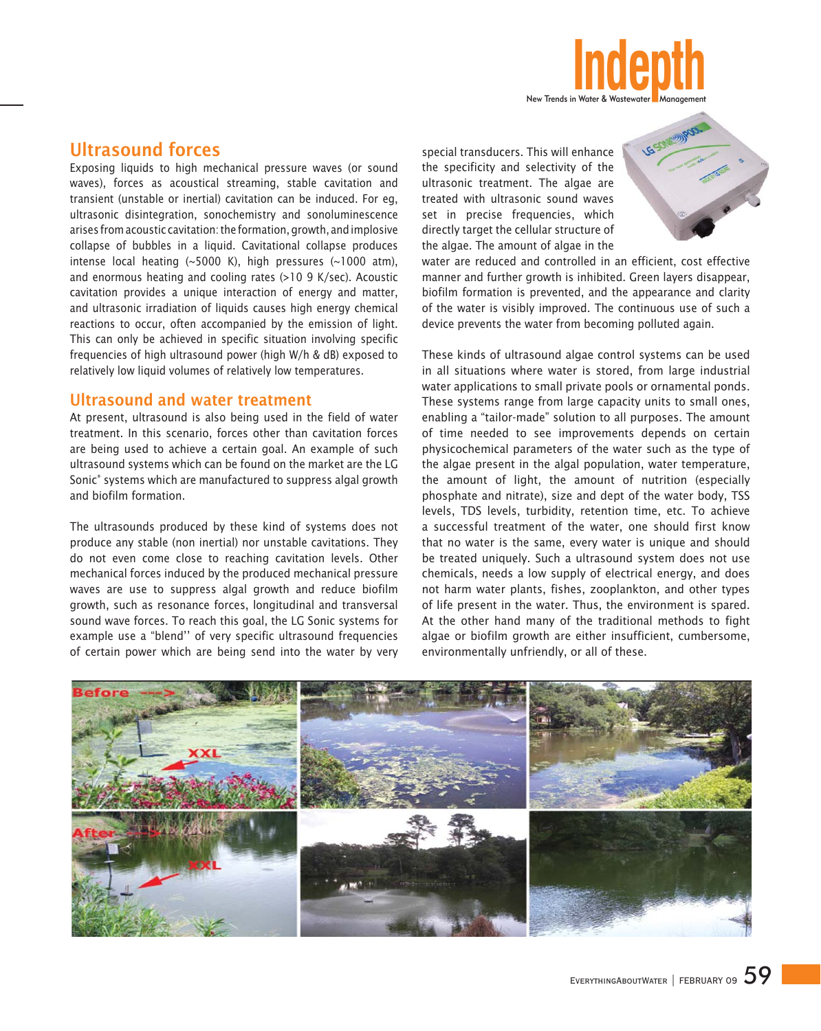## Ultrasound forces

Exposing liquids to high mechanical pressure waves (or sound waves), forces as acoustical streaming, stable cavitation and transient (unstable or inertial) cavitation can be induced. For eg, ultrasonic disintegration, sonochemistry and sonoluminescence arises from acoustic cavitation: the formation, growth, and implosive collapse of bubbles in a liquid. Cavitational collapse produces intense local heating (~5000 K), high pressures (~1000 atm), and enormous heating and cooling rates (>10 9 K/sec). Acoustic cavitation provides a unique interaction of energy and matter, and ultrasonic irradiation of liquids causes high energy chemical reactions to occur, often accompanied by the emission of light. This can only be achieved in specific situation involving specific frequencies of high ultrasound power (high W/h & dB) exposed to relatively low liquid volumes of relatively low temperatures.

## Ultrasound and water treatment

At present, ultrasound is also being used in the field of water treatment. In this scenario, forces other than cavitation forces are being used to achieve a certain goal. An example of such ultrasound systems which can be found on the market are the LG Sonic® systems which are manufactured to suppress algal growth and biofilm formation.

The ultrasounds produced by these kind of systems does not produce any stable (non inertial) nor unstable cavitations. They do not even come close to reaching cavitation levels. Other mechanical forces induced by the produced mechanical pressure waves are use to suppress algal growth and reduce biofilm growth, such as resonance forces, longitudinal and transversal sound wave forces. To reach this goal, the LG Sonic systems for example use a "blend'' of very specific ultrasound frequencies of certain power which are being send into the water by very special transducers. This will enhance the specificity and selectivity of the ultrasonic treatment. The algae are treated with ultrasonic sound waves set in precise frequencies, which directly target the cellular structure of the algae. The amount of algae in the water are reduced and controlled in an efficient, cost effective manner and further growth is inhibited. Green layers disappear, biofilm formation is prevented, and the appearance and clarity of the water is visibly improved. The continuous use of such a device prevents the water from becoming polluted again.

These kinds of ultrasound algae control systems can be used in all situations where water is stored, from large industrial water applications to small private pools or ornamental ponds. These systems range from large capacity units to small ones, enabling a "tailor-made" solution to all purposes. The amount of time needed to see improvements depends on certain physicochemical parameters of the water such as the type of the algae present in the algal population, water temperature, the amount of light, the amount of nutrition (especially phosphate and nitrate), size and dept of the water body, TSS levels, TDS levels, turbidity, retention time, etc. To achieve a successful treatment of the water, one should first know that no water is the same, every water is unique and should be treated uniquely. Such a ultrasound system does not use chemicals, needs a low supply of electrical energy, and does not harm water plants, fishes, zooplankton, and other types of life present in the water. Thus, the environment is spared. At the other hand many of the traditional methods to fight algae or biofilm growth are either insufficient, cumbersome, environmentally unfriendly, or all of these.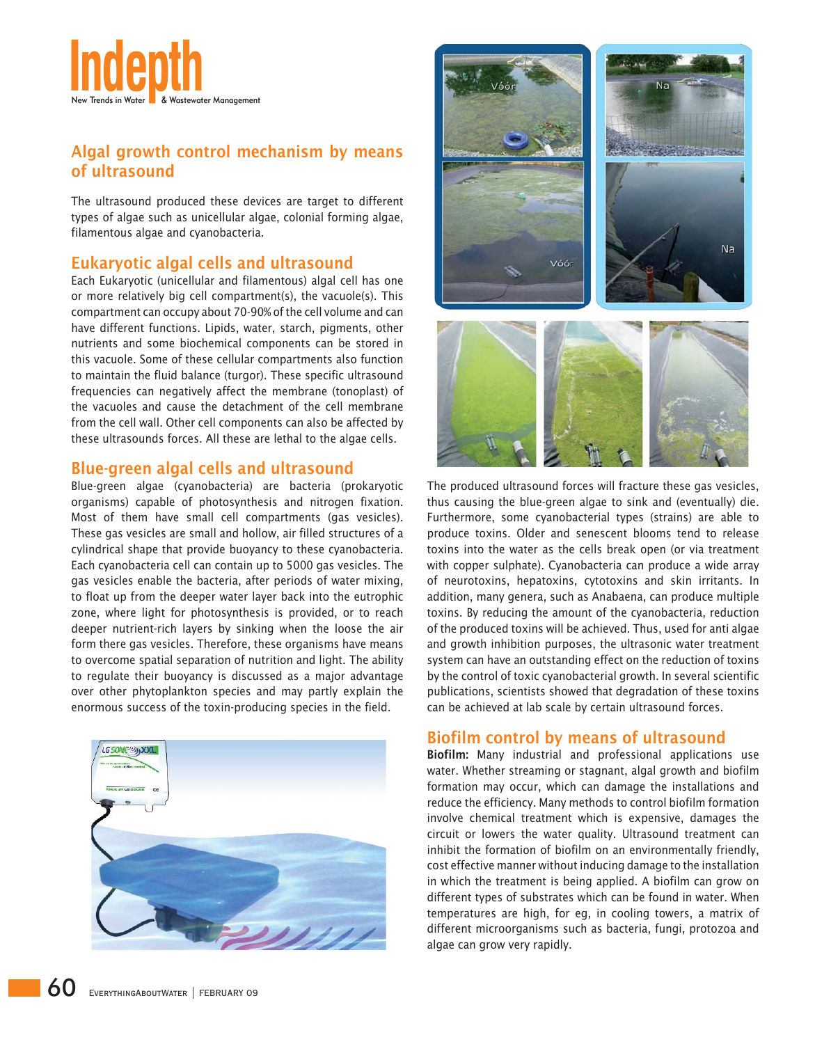## Algal growth control mechanism by means of ultrasound

The ultrasound produced these devices are target to different types of algae such as unicellular algae, colonial forming algae, filamentous algae and cyanobacteria.

### Eukaryotic algal cells and ultrasound

Each Eukaryotic (unicellular and filamentous) algal cell has one or more relatively big cell compartment(s), the vacuole(s). This compartment can occupy about 70-90% of the cell volume and can have different functions. Lipids, water, starch, pigments, other nutrients and some biochemical components can be stored in this vacuole. Some of these cellular compartments also function to maintain the fluid balance (turgor). These specific ultrasound frequencies can negatively affect the membrane (tonoplast) of the vacuoles and cause the detachment of the cell membrane from the cell wall. Other cell components can also be affected by these ultrasounds forces. All these are lethal to the algae cells.

### Blue-green algal cells and ultrasound

Blue-green algae (cyanobacteria) are bacteria (prokaryotic organisms) capable of photosynthesis and nitrogen fixation. Most of them have small cell compartments (gas vesicles). These gas vesicles are small and hollow, air filled structures of a cylindrical shape that provide buoyancy to these cyanobacteria. Each cyanobacteria cell can contain up to 5000 gas vesicles. The gas vesicles enable the bacteria, after periods of water mixing, to float up from the deeper water layer back into the eutrophic zone, where light for photosynthesis is provided, or to reach deeper nutrient-rich layers by sinking when the loose the air form there gas vesicles. Therefore, these organisms have means to overcome spatial separation of nutrition and light. The ability to regulate their buoyancy is discussed as a major advantage over other phytoplankton species and may partly explain the enormous success of the toxin-producing species in the field.

The produced ultrasound forces will fracture these gas vesicles, thus causing the blue-green algae to sink and (eventually) die. Furthermore, some cyanobacterial types (strains) are able to produce toxins. Older and senescent blooms tend to release toxins into the water as the cells break open (or via treatment with copper sulphate). Cyanobacteria can produce a wide array of neurotoxins, hepatoxins, cytotoxins and skin irritants. In addition, many genera, such as Anabaena, can produce multiple toxins. By reducing the amount of the cyanobacteria, reduction of the produced toxins will be achieved. Thus, used for anti algae and growth inhibition purposes, the ultrasonic water treatment system can have an outstanding effect on the reduction of toxins by the control of toxic cyanobacterial growth. In several scientific publications, scientists showed that degradation of these toxins can be achieved at lab scale by certain ultrasound forces.

## Biofilm control by means of ultrasound

**Biofilm:** Many industrial and professional applications use water. Whether streaming or stagnant, algal growth and biofilm formation may occur, which can damage the installations and reduce the efficiency. Many methods to control biofilm formation involve chemical treatment which is expensive, damages the circuit or lowers the water quality. Ultrasound treatment can inhibit the formation of biofilm on an environmentally friendly, cost effective manner without inducing damage to the installation in which the treatment is being applied. A biofilm can grow on different types of substrates which can be found in water. When temperatures are high, for eg, in cooling towers, a matrix of different microorganisms such as bacteria, fungi, protozoa and algae can grow very rapidly.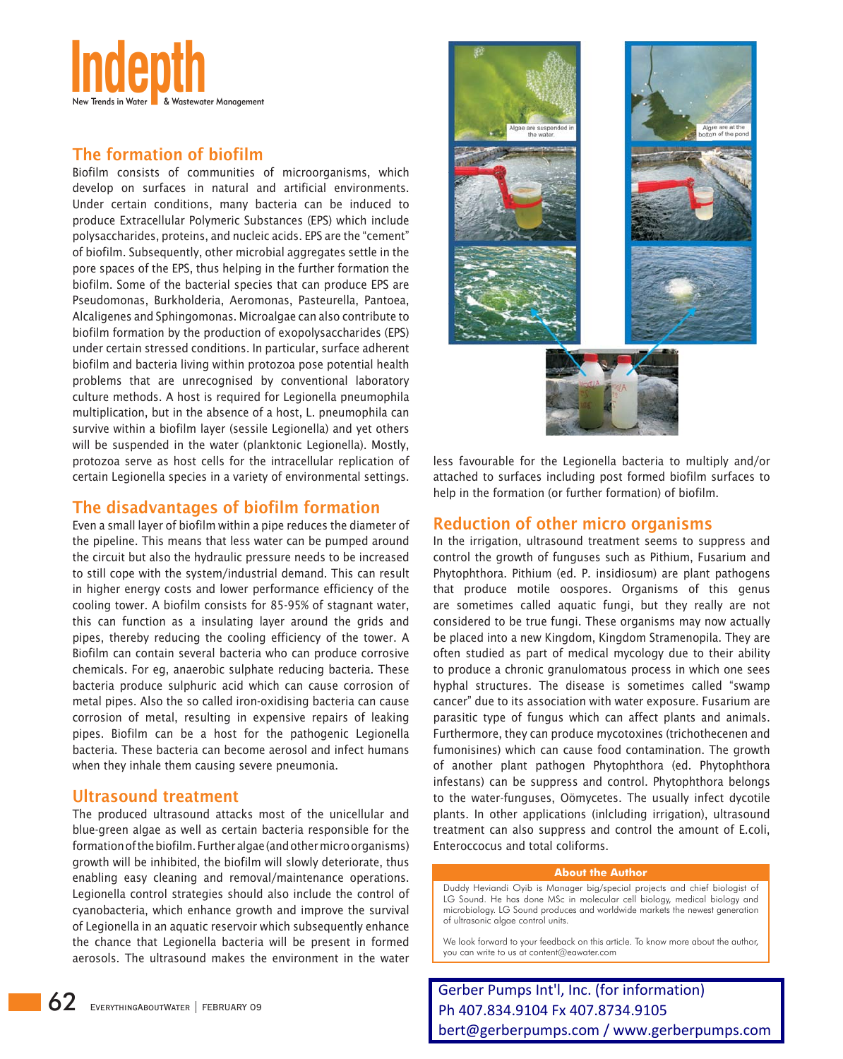## The formation of biofilm

Biofilm consists of communities of microorganisms, which develop on surfaces in natural and artificial environments. Under certain conditions, many bacteria can be induced to produce Extracellular Polymeric Substances (EPS) which include polysaccharides, proteins, and nucleic acids. EPS are the "cement" of biofilm. Subsequently, other microbial aggregates settle in the pore spaces of the EPS, thus helping in the further formation the biofilm. Some of the bacterial species that can produce EPS are Pseudomonas, Burkholderia, Aeromonas, Pasteurella, Pantoea, Alcaligenes and Sphingomonas. Microalgae can also contribute to biofilm formation by the production of exopolysaccharides (EPS) under certain stressed conditions. In particular, surface adherent biofilm and bacteria living within protozoa pose potential health problems that are unrecognised by conventional laboratory culture methods. A host is required for Legionella pneumophila multiplication, but in the absence of a host, L. pneumophila can survive within a biofilm layer (sessile Legionella) and yet others will be suspended in the water (planktonic Legionella). Mostly, protozoa serve as host cells for the intracellular replication of certain Legionella species in a variety of environmental settings.

## The disadvantages of biofilm formation

Even a small layer of biofilm within a pipe reduces the diameter of the pipeline. This means that less water can be pumped around the circuit but also the hydraulic pressure needs to be increased to still cope with the system/industrial demand. This can result in higher energy costs and lower performance efficiency of the cooling tower. A biofilm consists for 85-95% of stagnant water, this can function as a insulating layer around the grids and pipes, thereby reducing the cooling efficiency of the tower. A Biofilm can contain several bacteria who can produce corrosive chemicals. For eg, anaerobic sulphate reducing bacteria. These bacteria produce sulphuric acid which can cause corrosion of metal pipes. Also the so called iron-oxidising bacteria can cause corrosion of metal, resulting in expensive repairs of leaking pipes. Biofilm can be a host for the pathogenic Legionella bacteria. These bacteria can become aerosol and infect humans when they inhale them causing severe pneumonia.

## Ultrasound treatment

The produced ultrasound attacks most of the unicellular and blue-green algae as well as certain bacteria responsible for the formation of the biofilm. Further algae (and other micro organisms) growth will be inhibited, the biofilm will slowly deteriorate, thus enabling easy cleaning and removal/maintenance operations. Legionella control strategies should also include the control of cyanobacteria, which enhance growth and improve the survival of Legionella in an aquatic reservoir which subsequently enhance the chance that Legionella bacteria will be present in formed aerosols. The ultrasound makes the environment in the water less favourable for the Legionella bacteria to multiply and/or attached to surfaces including post formed biofilm surfaces to help in the formation (or further formation) of biofilm.

Algae are suspended in the water.

Algae are at the bottom of the pond

## Reduction of other micro organisms

In the irrigation, ultrasound treatment seems to suppress and control the growth of funguses such as Pithium, Fusarium and Phytophthora. Pithium (ed. P. insidiosum) are plant pathogens that produce motile oospores. Organisms of this genus are sometimes called aquatic fungi, but they really are not considered to be true fungi. These organisms may now actually be placed into a new Kingdom, Kingdom Stramenopila. They are often studied as part of medical mycology due to their ability to produce a chronic granulomatous process in which one sees hyphal structures. The disease is sometimes called "swamp cancer" due to its association with water exposure. Fusarium are parasitic type of fungus which can affect plants and animals. Furthermore, they can produce mycotoxines (trichothecenen and fumonisines) which can cause food contamination. The growth of another plant pathogen Phytophthora (ed. Phytophthora infestans) can be suppress and control. Phytophthora belongs to the water-funguses, Oömycetes. The usually infect dycotile plants. In other applications (inlcluding irrigation), ultrasound treatment can also suppress and control the amount of E.coli, Enteroccocus and total coliforms.

**About the Author**

Duddy Heviandi Oyib is Manager big/special projects and chief biologist of LG Sound. He has done MSc in molecular cell biology, medical biology and microbiology. LG Sound produces and worldwide markets the newest generation of ultrasonic algae control units.

We look forward to your feedback on this article. To know more about the author, you can write to us at content@eawater.com

Gerber Pumps Int'l, Inc. (for information)
Ph 407.834.9104 Fx 407.8734.9105
bert@gerberpumps.com / www.gerberpumps.com